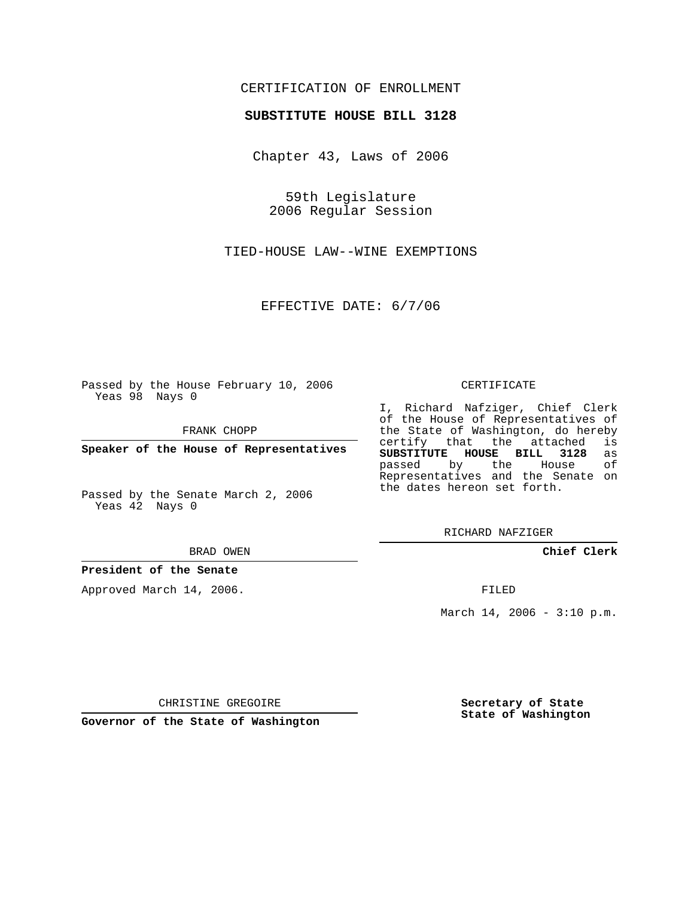CERTIFICATION OF ENROLLMENT

**SUBSTITUTE HOUSE BILL 3128**

Chapter 43, Laws of 2006

59th Legislature
2006 Regular Session

TIED-HOUSE LAW--WINE EXEMPTIONS

EFFECTIVE DATE: 6/7/06

Passed by the House February 10, 2006
Yeas 98 Nays 0

FRANK CHOPP

**Speaker of the House of Representatives**

Passed by the Senate March 2, 2006
Yeas 42 Nays 0

BRAD OWEN

**President of the Senate**

Approved March 14, 2006.

CHRISTINE GREGOIRE

**Governor of the State of Washington**

CERTIFICATE

I, Richard Nafziger, Chief Clerk of the House of Representatives of the State of Washington, do hereby certify that the attached is **SUBSTITUTE HOUSE BILL 3128** as passed by the House of Representatives and the Senate on the dates hereon set forth.

RICHARD NAFZIGER

**Chief Clerk**

FILED

March 14, 2006 - 3:10 p.m.

**Secretary of State**
**State of Washington**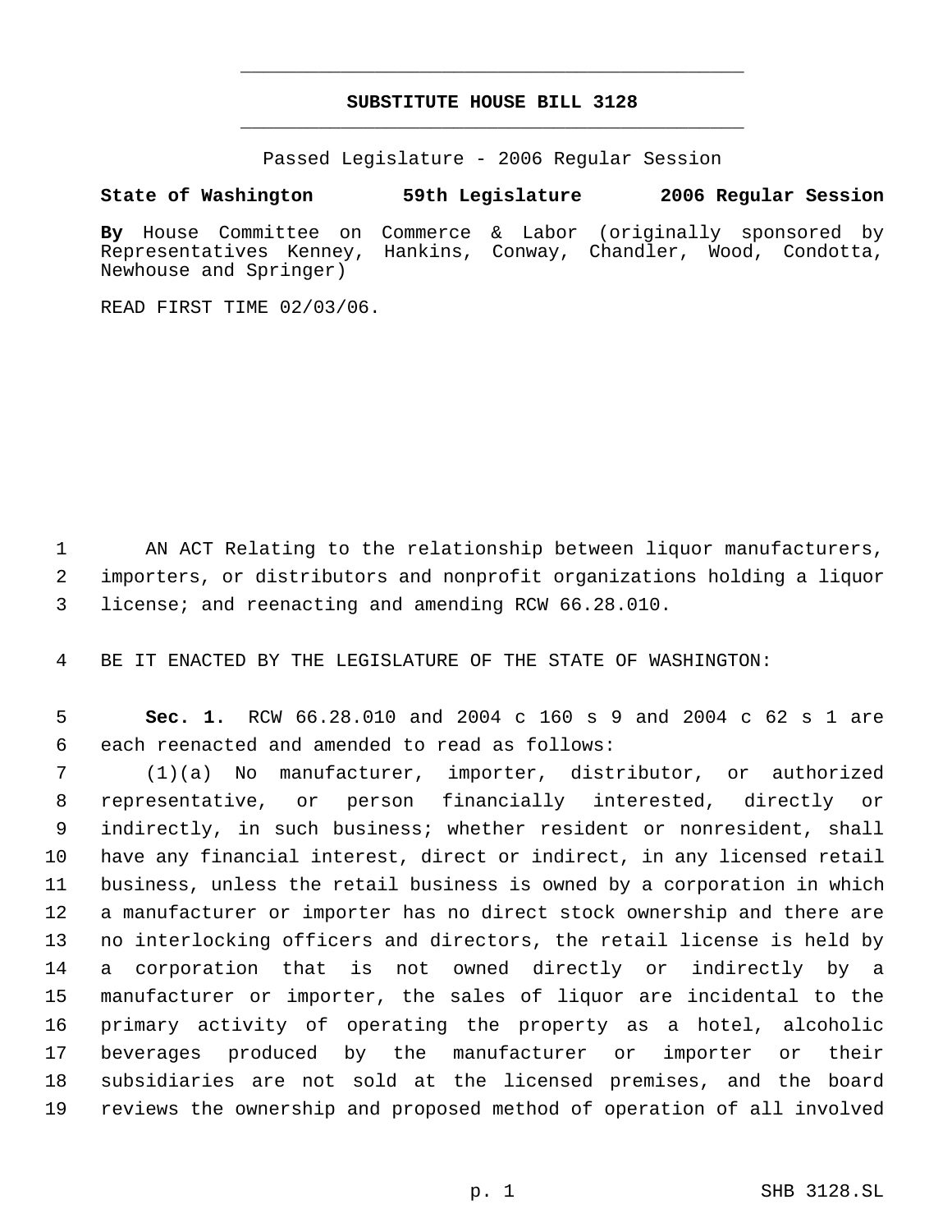# SUBSTITUTE HOUSE BILL 3128

Passed Legislature - 2006 Regular Session

**State of Washington 59th Legislature 2006 Regular Session**

**By** House Committee on Commerce & Labor (originally sponsored by Representatives Kenney, Hankins, Conway, Chandler, Wood, Condotta, Newhouse and Springer)

READ FIRST TIME 02/03/06.

AN ACT Relating to the relationship between liquor manufacturers, importers, or distributors and nonprofit organizations holding a liquor license; and reenacting and amending RCW 66.28.010.

BE IT ENACTED BY THE LEGISLATURE OF THE STATE OF WASHINGTON:

**Sec. 1.** RCW 66.28.010 and 2004 c 160 s 9 and 2004 c 62 s 1 are each reenacted and amended to read as follows:

(1)(a) No manufacturer, importer, distributor, or authorized representative, or person financially interested, directly or indirectly, in such business; whether resident or nonresident, shall have any financial interest, direct or indirect, in any licensed retail business, unless the retail business is owned by a corporation in which a manufacturer or importer has no direct stock ownership and there are no interlocking officers and directors, the retail license is held by a corporation that is not owned directly or indirectly by a manufacturer or importer, the sales of liquor are incidental to the primary activity of operating the property as a hotel, alcoholic beverages produced by the manufacturer or importer or their subsidiaries are not sold at the licensed premises, and the board reviews the ownership and proposed method of operation of all involved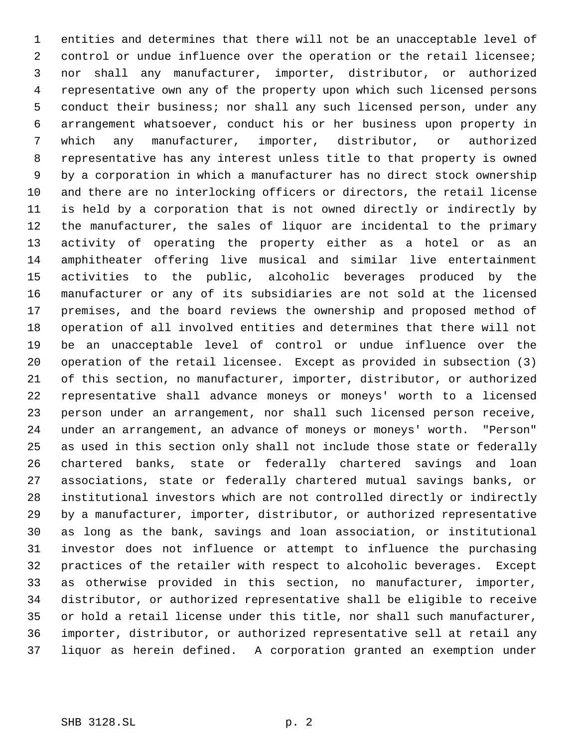entities and determines that there will not be an unacceptable level of control or undue influence over the operation or the retail licensee; nor shall any manufacturer, importer, distributor, or authorized representative own any of the property upon which such licensed persons conduct their business; nor shall any such licensed person, under any arrangement whatsoever, conduct his or her business upon property in which any manufacturer, importer, distributor, or authorized representative has any interest unless title to that property is owned by a corporation in which a manufacturer has no direct stock ownership and there are no interlocking officers or directors, the retail license is held by a corporation that is not owned directly or indirectly by the manufacturer, the sales of liquor are incidental to the primary activity of operating the property either as a hotel or as an amphitheater offering live musical and similar live entertainment activities to the public, alcoholic beverages produced by the manufacturer or any of its subsidiaries are not sold at the licensed premises, and the board reviews the ownership and proposed method of operation of all involved entities and determines that there will not be an unacceptable level of control or undue influence over the operation of the retail licensee. Except as provided in subsection (3) of this section, no manufacturer, importer, distributor, or authorized representative shall advance moneys or moneys' worth to a licensed person under an arrangement, nor shall such licensed person receive, under an arrangement, an advance of moneys or moneys' worth. "Person" as used in this section only shall not include those state or federally chartered banks, state or federally chartered savings and loan associations, state or federally chartered mutual savings banks, or institutional investors which are not controlled directly or indirectly by a manufacturer, importer, distributor, or authorized representative as long as the bank, savings and loan association, or institutional investor does not influence or attempt to influence the purchasing practices of the retailer with respect to alcoholic beverages. Except as otherwise provided in this section, no manufacturer, importer, distributor, or authorized representative shall be eligible to receive or hold a retail license under this title, nor shall such manufacturer, importer, distributor, or authorized representative sell at retail any liquor as herein defined. A corporation granted an exemption under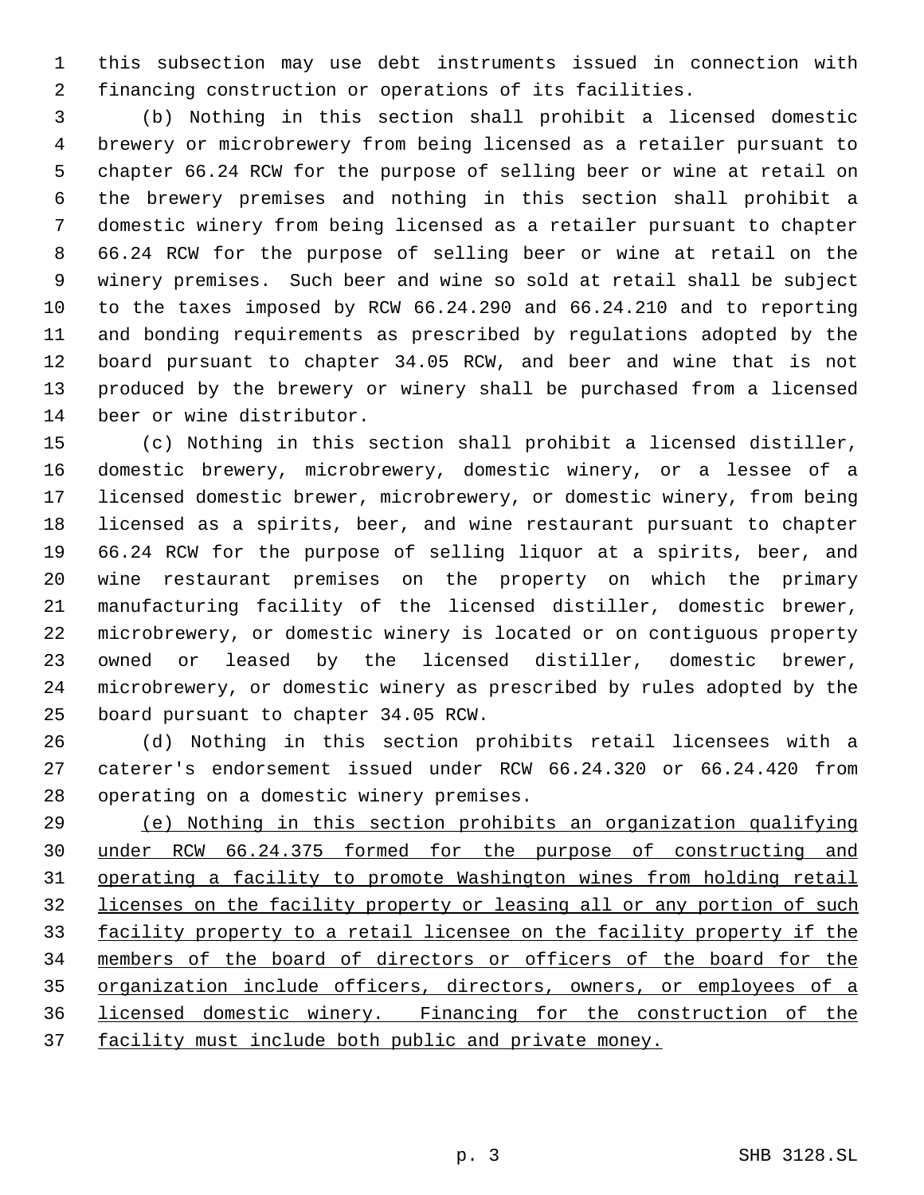this subsection may use debt instruments issued in connection with financing construction or operations of its facilities.

(b) Nothing in this section shall prohibit a licensed domestic brewery or microbrewery from being licensed as a retailer pursuant to chapter 66.24 RCW for the purpose of selling beer or wine at retail on the brewery premises and nothing in this section shall prohibit a domestic winery from being licensed as a retailer pursuant to chapter 66.24 RCW for the purpose of selling beer or wine at retail on the winery premises. Such beer and wine so sold at retail shall be subject to the taxes imposed by RCW 66.24.290 and 66.24.210 and to reporting and bonding requirements as prescribed by regulations adopted by the board pursuant to chapter 34.05 RCW, and beer and wine that is not produced by the brewery or winery shall be purchased from a licensed beer or wine distributor.

(c) Nothing in this section shall prohibit a licensed distiller, domestic brewery, microbrewery, domestic winery, or a lessee of a licensed domestic brewer, microbrewery, or domestic winery, from being licensed as a spirits, beer, and wine restaurant pursuant to chapter 66.24 RCW for the purpose of selling liquor at a spirits, beer, and wine restaurant premises on the property on which the primary manufacturing facility of the licensed distiller, domestic brewer, microbrewery, or domestic winery is located or on contiguous property owned or leased by the licensed distiller, domestic brewer, microbrewery, or domestic winery as prescribed by rules adopted by the board pursuant to chapter 34.05 RCW.

(d) Nothing in this section prohibits retail licensees with a caterer's endorsement issued under RCW 66.24.320 or 66.24.420 from operating on a domestic winery premises.

<u>(e) Nothing in this section prohibits an organization qualifying under RCW 66.24.375 formed for the purpose of constructing and operating a facility to promote Washington wines from holding retail licenses on the facility property or leasing all or any portion of such facility property to a retail licensee on the facility property if the members of the board of directors or officers of the board for the organization include officers, directors, owners, or employees of a licensed domestic winery. Financing for the construction of the facility must include both public and private money.</u>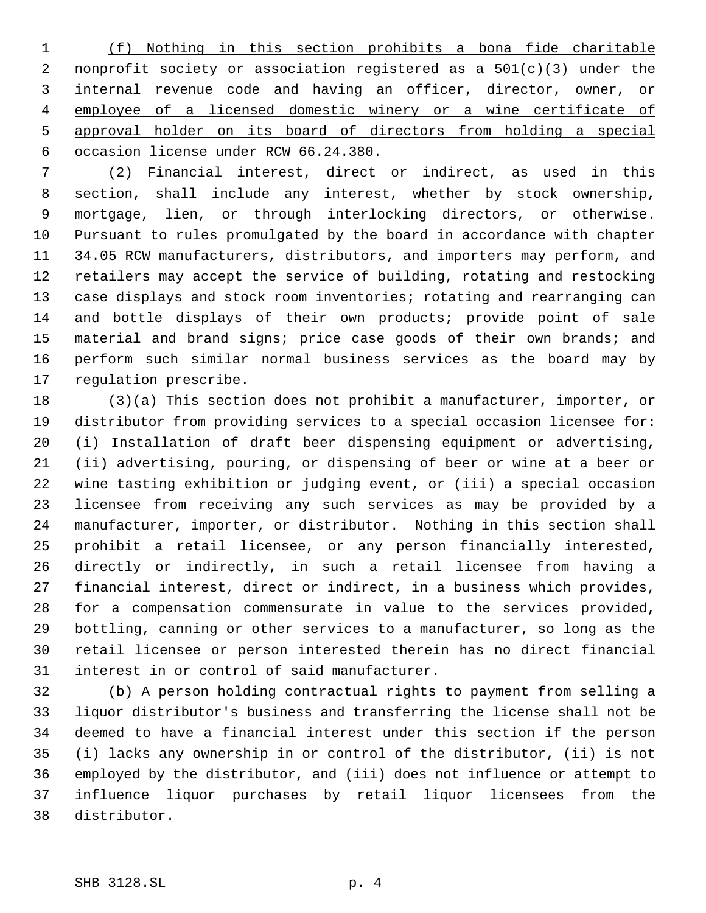(f) Nothing in this section prohibits a bona fide charitable nonprofit society or association registered as a 501(c)(3) under the internal revenue code and having an officer, director, owner, or employee of a licensed domestic winery or a wine certificate of approval holder on its board of directors from holding a special occasion license under RCW 66.24.380.

(2) Financial interest, direct or indirect, as used in this section, shall include any interest, whether by stock ownership, mortgage, lien, or through interlocking directors, or otherwise. Pursuant to rules promulgated by the board in accordance with chapter 34.05 RCW manufacturers, distributors, and importers may perform, and retailers may accept the service of building, rotating and restocking case displays and stock room inventories; rotating and rearranging can and bottle displays of their own products; provide point of sale material and brand signs; price case goods of their own brands; and perform such similar normal business services as the board may by regulation prescribe.

(3)(a) This section does not prohibit a manufacturer, importer, or distributor from providing services to a special occasion licensee for: (i) Installation of draft beer dispensing equipment or advertising, (ii) advertising, pouring, or dispensing of beer or wine at a beer or wine tasting exhibition or judging event, or (iii) a special occasion licensee from receiving any such services as may be provided by a manufacturer, importer, or distributor. Nothing in this section shall prohibit a retail licensee, or any person financially interested, directly or indirectly, in such a retail licensee from having a financial interest, direct or indirect, in a business which provides, for a compensation commensurate in value to the services provided, bottling, canning or other services to a manufacturer, so long as the retail licensee or person interested therein has no direct financial interest in or control of said manufacturer.

(b) A person holding contractual rights to payment from selling a liquor distributor's business and transferring the license shall not be deemed to have a financial interest under this section if the person (i) lacks any ownership in or control of the distributor, (ii) is not employed by the distributor, and (iii) does not influence or attempt to influence liquor purchases by retail liquor licensees from the distributor.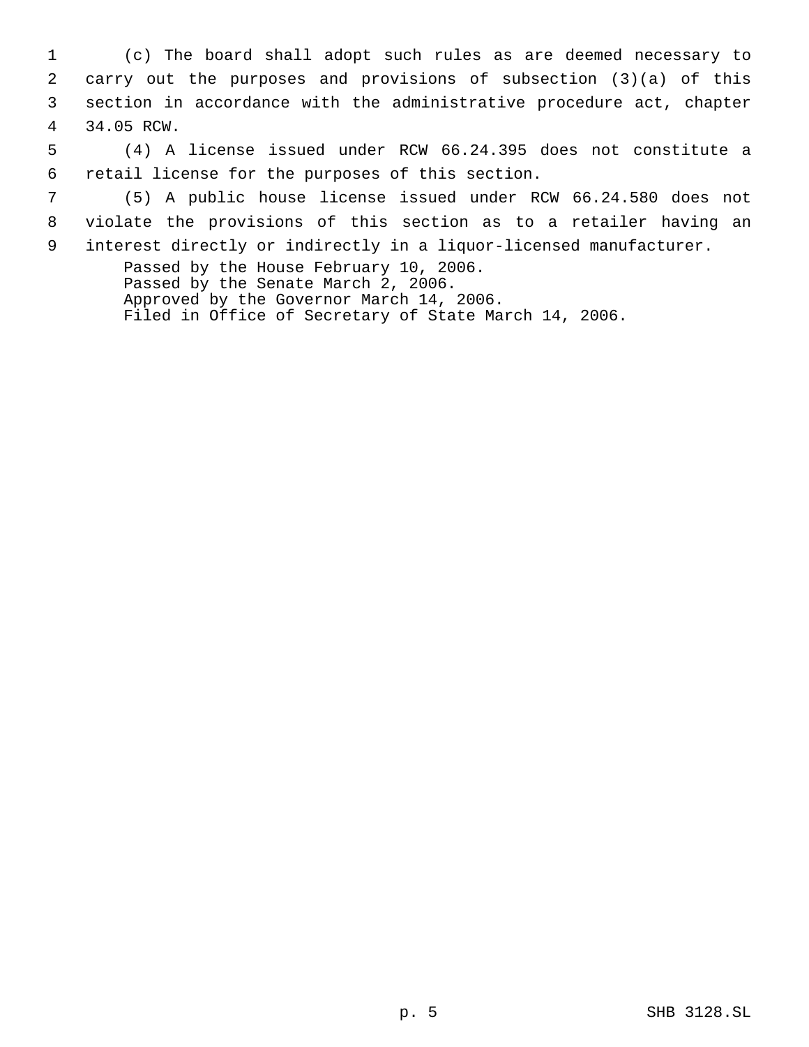(c) The board shall adopt such rules as are deemed necessary to carry out the purposes and provisions of subsection (3)(a) of this section in accordance with the administrative procedure act, chapter 34.05 RCW.

(4) A license issued under RCW 66.24.395 does not constitute a retail license for the purposes of this section.

(5) A public house license issued under RCW 66.24.580 does not violate the provisions of this section as to a retailer having an interest directly or indirectly in a liquor-licensed manufacturer.

Passed by the House February 10, 2006.
Passed by the Senate March 2, 2006.
Approved by the Governor March 14, 2006.
Filed in Office of Secretary of State March 14, 2006.